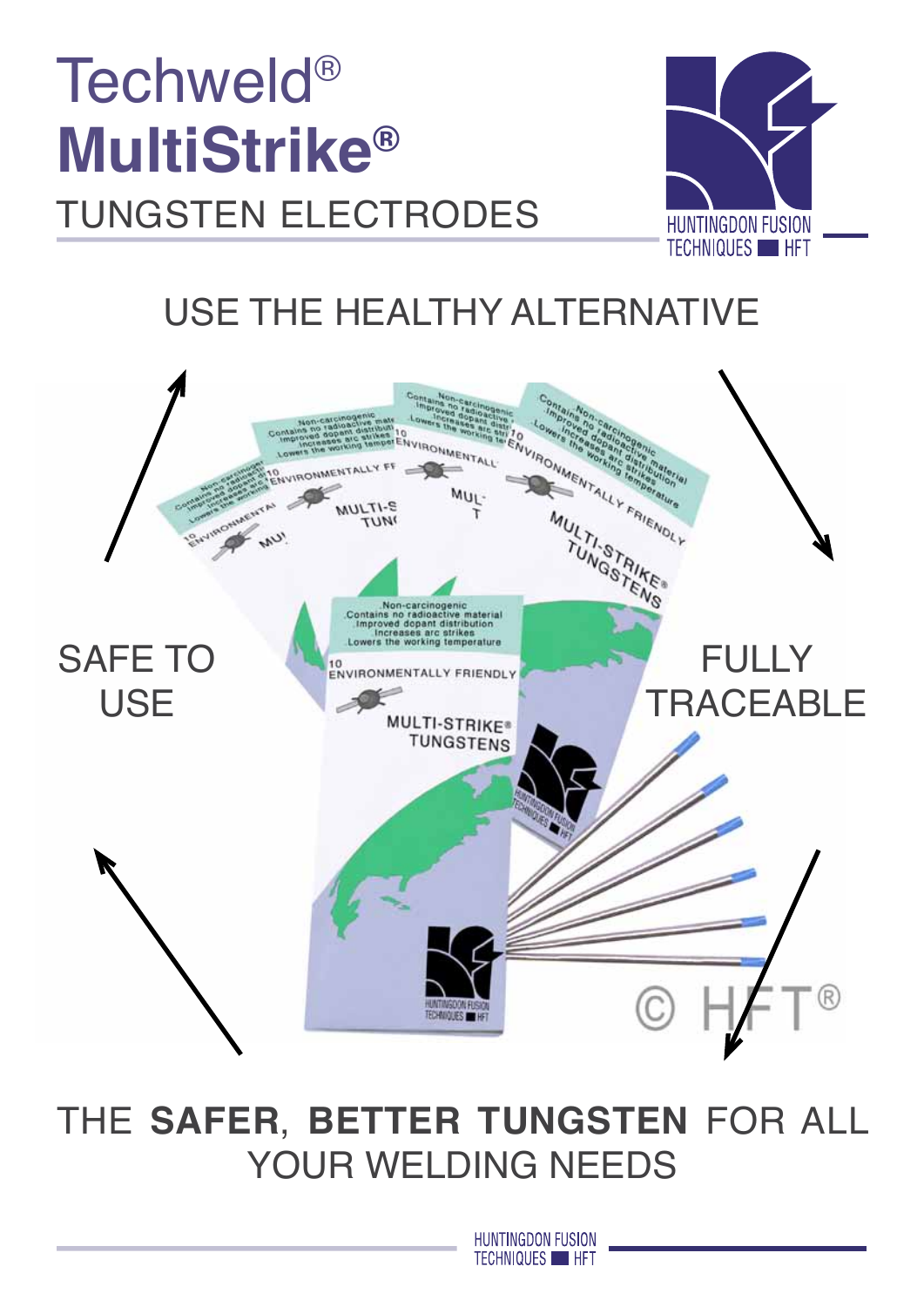# Techweld®
# **MultiStrike®**
## TUNGSTEN ELECTRODES

HUNTINGDON FUSION TECHNIQUES HFT

## USE THE HEALTHY ALTERNATIVE

SAFE TO USE

FULLY TRACEABLE

© HFT®

THE **SAFER**, **BETTER TUNGSTEN** FOR ALL YOUR WELDING NEEDS

HUNTINGDON FUSION TECHNIQUES HFT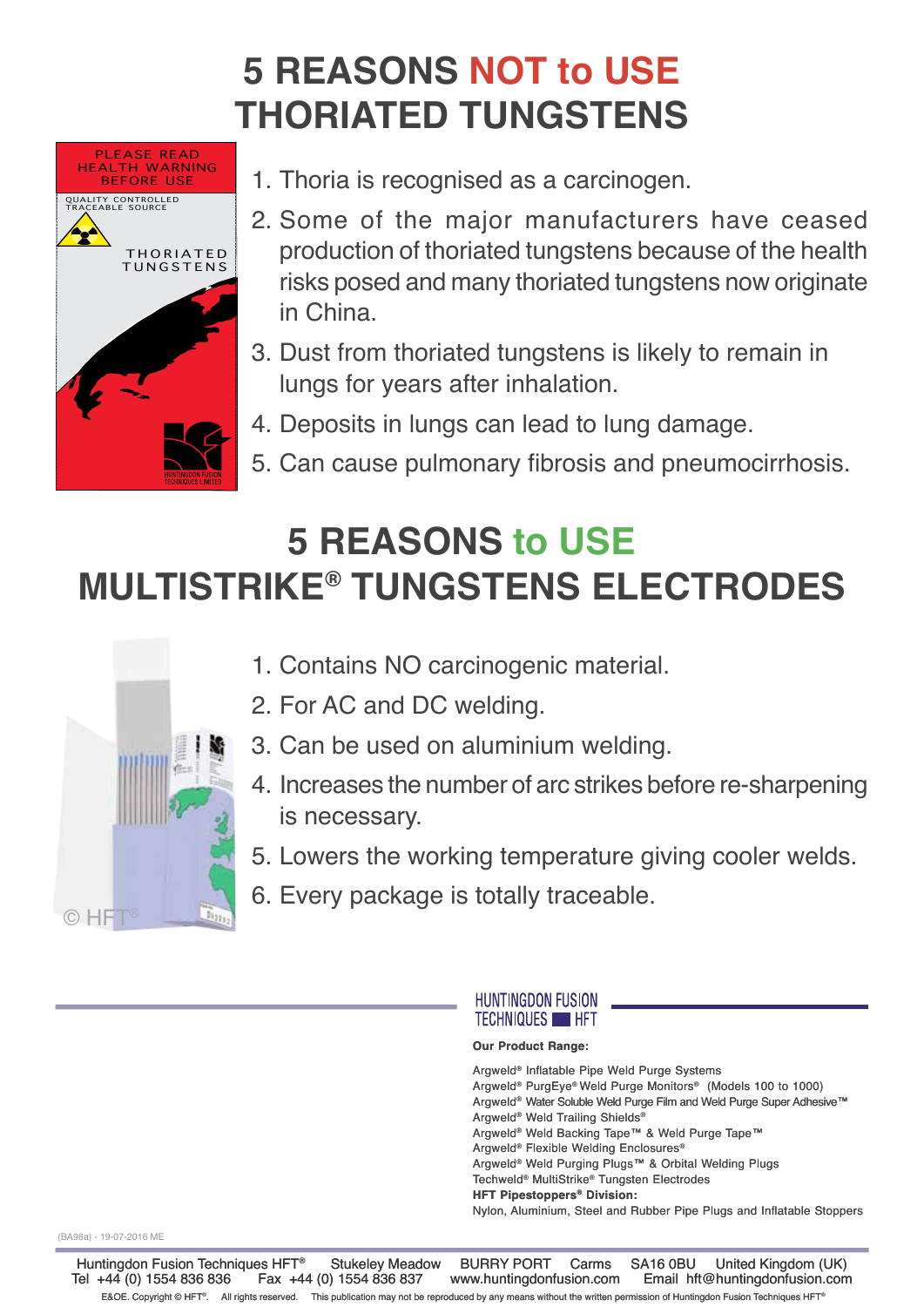# 5 REASONS NOT to USE THORIATED TUNGSTENS

1. Thoria is recognised as a carcinogen.
2. Some of the major manufacturers have ceased production of thoriated tungstens because of the health risks posed and many thoriated tungstens now originate in China.
3. Dust from thoriated tungstens is likely to remain in lungs for years after inhalation.
4. Deposits in lungs can lead to lung damage.
5. Can cause pulmonary fibrosis and pneumocirrhosis.

# 5 REASONS to USE MULTISTRIKE® TUNGSTENS ELECTRODES

1. Contains NO carcinogenic material.
2. For AC and DC welding.
3. Can be used on aluminium welding.
4. Increases the number of arc strikes before re-sharpening is necessary.
5. Lowers the working temperature giving cooler welds.
6. Every package is totally traceable.

HUNTINGDON FUSION TECHNIQUES HFT

**Our Product Range:**

Argweld® Inflatable Pipe Weld Purge Systems
Argweld® PurgEye® Weld Purge Monitors® (Models 100 to 1000)
Argweld® Water Soluble Weld Purge Film and Weld Purge Super Adhesive™
Argweld® Weld Trailing Shields®
Argweld® Weld Backing Tape™ & Weld Purge Tape™
Argweld® Flexible Welding Enclosures®
Argweld® Weld Purging Plugs™ & Orbital Welding Plugs
Techweld® MultiStrike® Tungsten Electrodes
**HFT Pipestoppers® Division:**
Nylon, Aluminium, Steel and Rubber Pipe Plugs and Inflatable Stoppers

(BA98a) - 19-07-2016 ME

Huntingdon Fusion Techniques HFT® Stukeley Meadow BURRY PORT Carms SA16 0BU United Kingdom (UK)
Tel +44 (0) 1554 836 836 Fax +44 (0) 1554 836 837 www.huntingdonfusion.com Email hft@huntingdonfusion.com

E&OE. Copyright © HFT®. All rights reserved. This publication may not be reproduced by any means without the written permission of Huntingdon Fusion Techniques HFT®